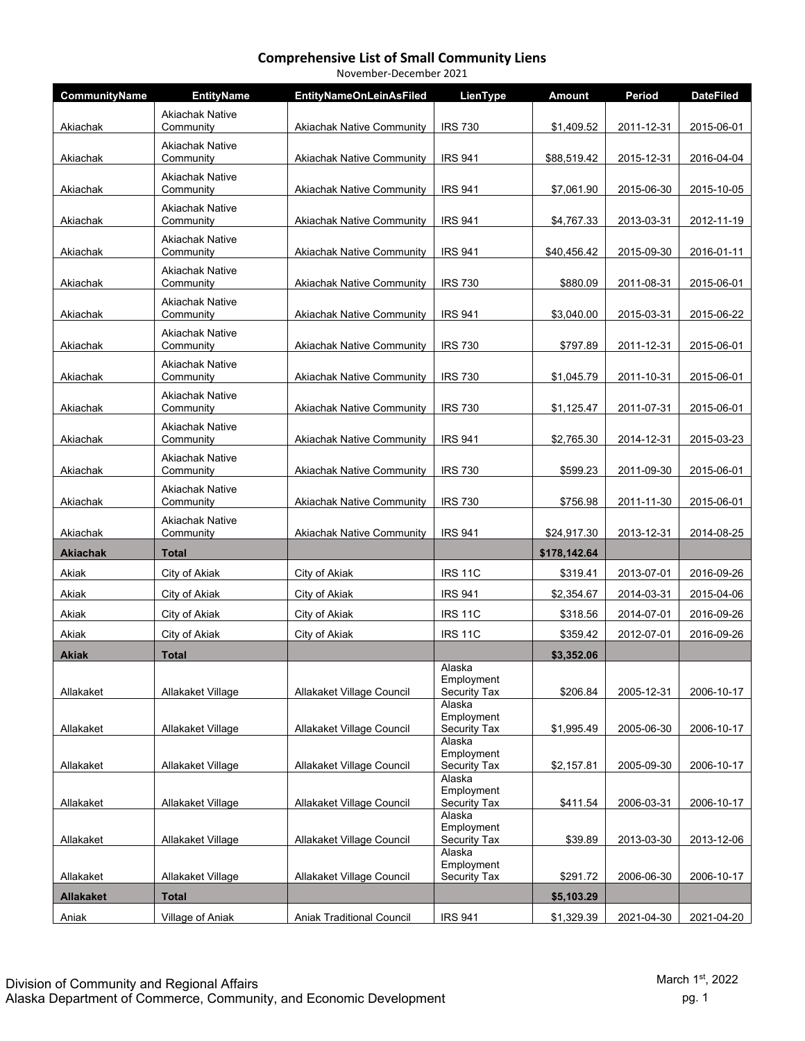# Comprehensive List of Small Community Liens

November-December 2021

| CommunityName | EntityName | EntityNameOnLeinAsFiled | LienType | Amount | Period | DateFiled |
|---|---|---|---|---|---|---|
| Akiachak | Akiachak Native Community | Akiachak Native Community | IRS 730 | $1,409.52 | 2011-12-31 | 2015-06-01 |
| Akiachak | Akiachak Native Community | Akiachak Native Community | IRS 941 | $88,519.42 | 2015-12-31 | 2016-04-04 |
| Akiachak | Akiachak Native Community | Akiachak Native Community | IRS 941 | $7,061.90 | 2015-06-30 | 2015-10-05 |
| Akiachak | Akiachak Native Community | Akiachak Native Community | IRS 941 | $4,767.33 | 2013-03-31 | 2012-11-19 |
| Akiachak | Akiachak Native Community | Akiachak Native Community | IRS 941 | $40,456.42 | 2015-09-30 | 2016-01-11 |
| Akiachak | Akiachak Native Community | Akiachak Native Community | IRS 730 | $880.09 | 2011-08-31 | 2015-06-01 |
| Akiachak | Akiachak Native Community | Akiachak Native Community | IRS 941 | $3,040.00 | 2015-03-31 | 2015-06-22 |
| Akiachak | Akiachak Native Community | Akiachak Native Community | IRS 730 | $797.89 | 2011-12-31 | 2015-06-01 |
| Akiachak | Akiachak Native Community | Akiachak Native Community | IRS 730 | $1,045.79 | 2011-10-31 | 2015-06-01 |
| Akiachak | Akiachak Native Community | Akiachak Native Community | IRS 730 | $1,125.47 | 2011-07-31 | 2015-06-01 |
| Akiachak | Akiachak Native Community | Akiachak Native Community | IRS 941 | $2,765.30 | 2014-12-31 | 2015-03-23 |
| Akiachak | Akiachak Native Community | Akiachak Native Community | IRS 730 | $599.23 | 2011-09-30 | 2015-06-01 |
| Akiachak | Akiachak Native Community | Akiachak Native Community | IRS 730 | $756.98 | 2011-11-30 | 2015-06-01 |
| Akiachak | Akiachak Native Community | Akiachak Native Community | IRS 941 | $24,917.30 | 2013-12-31 | 2014-08-25 |
| **Akiachak** | **Total** | | | **$178,142.64** | | |
| Akiak | City of Akiak | City of Akiak | IRS 11C | $319.41 | 2013-07-01 | 2016-09-26 |
| Akiak | City of Akiak | City of Akiak | IRS 941 | $2,354.67 | 2014-03-31 | 2015-04-06 |
| Akiak | City of Akiak | City of Akiak | IRS 11C | $318.56 | 2014-07-01 | 2016-09-26 |
| Akiak | City of Akiak | City of Akiak | IRS 11C | $359.42 | 2012-07-01 | 2016-09-26 |
| **Akiak** | **Total** | | | **$3,352.06** | | |
| Allakaket | Allakaket Village | Allakaket Village Council | Alaska Employment Security Tax | $206.84 | 2005-12-31 | 2006-10-17 |
| Allakaket | Allakaket Village | Allakaket Village Council | Alaska Employment Security Tax | $1,995.49 | 2005-06-30 | 2006-10-17 |
| Allakaket | Allakaket Village | Allakaket Village Council | Alaska Employment Security Tax | $2,157.81 | 2005-09-30 | 2006-10-17 |
| Allakaket | Allakaket Village | Allakaket Village Council | Alaska Employment Security Tax | $411.54 | 2006-03-31 | 2006-10-17 |
| Allakaket | Allakaket Village | Allakaket Village Council | Alaska Employment Security Tax | $39.89 | 2013-03-30 | 2013-12-06 |
| Allakaket | Allakaket Village | Allakaket Village Council | Alaska Employment Security Tax | $291.72 | 2006-06-30 | 2006-10-17 |
| **Allakaket** | **Total** | | | **$5,103.29** | | |
| Aniak | Village of Aniak | Aniak Traditional Council | IRS 941 | $1,329.39 | 2021-04-30 | 2021-04-20 |

Division of Community and Regional Affairs
Alaska Department of Commerce, Community, and Economic Development

March 1st, 2022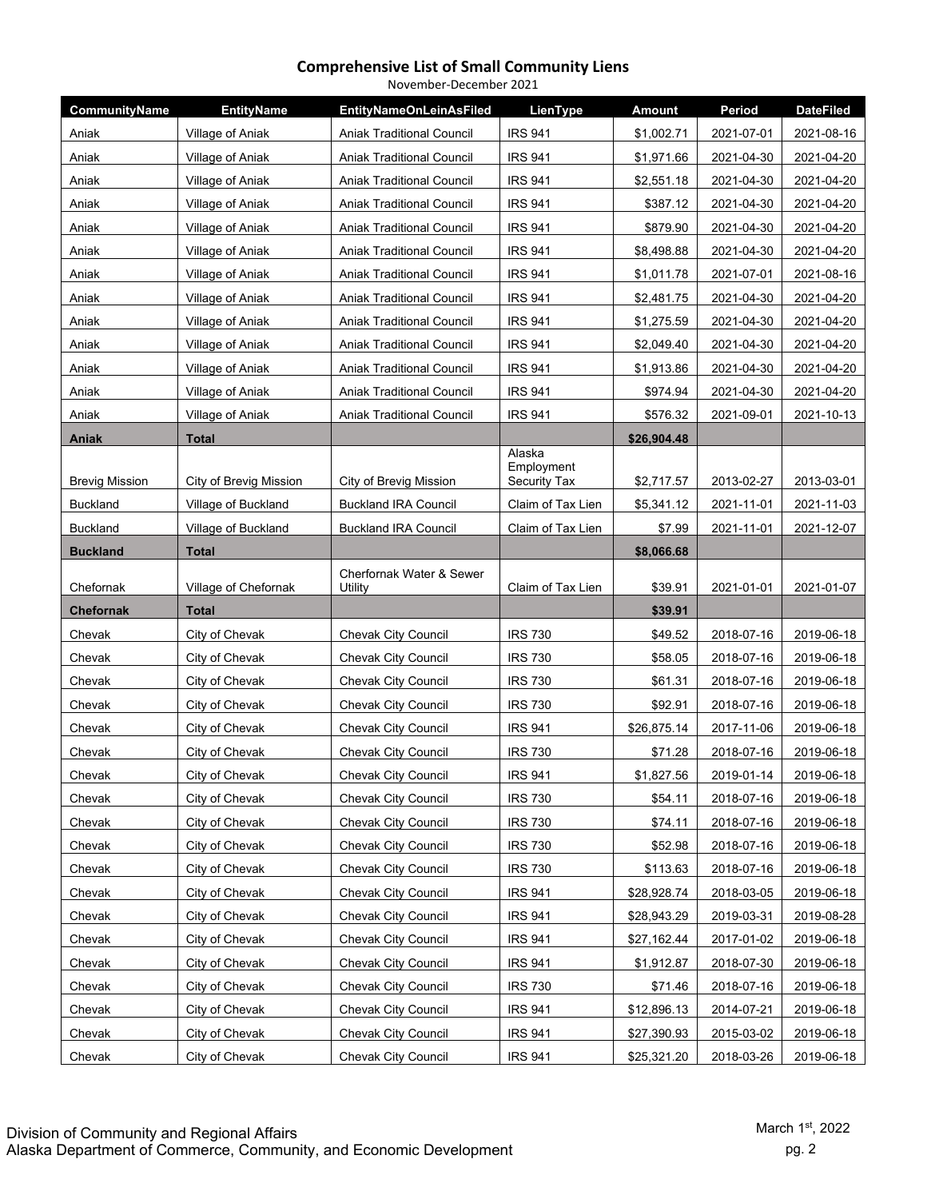## Comprehensive List of Small Community Liens

November-December 2021

| CommunityName | EntityName | EntityNameOnLeinAsFiled | LienType | Amount | Period | DateFiled |
|---|---|---|---|---|---|---|
| Aniak | Village of Aniak | Aniak Traditional Council | IRS 941 | $1,002.71 | 2021-07-01 | 2021-08-16 |
| Aniak | Village of Aniak | Aniak Traditional Council | IRS 941 | $1,971.66 | 2021-04-30 | 2021-04-20 |
| Aniak | Village of Aniak | Aniak Traditional Council | IRS 941 | $2,551.18 | 2021-04-30 | 2021-04-20 |
| Aniak | Village of Aniak | Aniak Traditional Council | IRS 941 | $387.12 | 2021-04-30 | 2021-04-20 |
| Aniak | Village of Aniak | Aniak Traditional Council | IRS 941 | $879.90 | 2021-04-30 | 2021-04-20 |
| Aniak | Village of Aniak | Aniak Traditional Council | IRS 941 | $8,498.88 | 2021-04-30 | 2021-04-20 |
| Aniak | Village of Aniak | Aniak Traditional Council | IRS 941 | $1,011.78 | 2021-07-01 | 2021-08-16 |
| Aniak | Village of Aniak | Aniak Traditional Council | IRS 941 | $2,481.75 | 2021-04-30 | 2021-04-20 |
| Aniak | Village of Aniak | Aniak Traditional Council | IRS 941 | $1,275.59 | 2021-04-30 | 2021-04-20 |
| Aniak | Village of Aniak | Aniak Traditional Council | IRS 941 | $2,049.40 | 2021-04-30 | 2021-04-20 |
| Aniak | Village of Aniak | Aniak Traditional Council | IRS 941 | $1,913.86 | 2021-04-30 | 2021-04-20 |
| Aniak | Village of Aniak | Aniak Traditional Council | IRS 941 | $974.94 | 2021-04-30 | 2021-04-20 |
| Aniak | Village of Aniak | Aniak Traditional Council | IRS 941 | $576.32 | 2021-09-01 | 2021-10-13 |
| **Aniak** | **Total** | | | **$26,904.48** | | |
| Brevig Mission | City of Brevig Mission | City of Brevig Mission | Alaska Employment Security Tax | $2,717.57 | 2013-02-27 | 2013-03-01 |
| Buckland | Village of Buckland | Buckland IRA Council | Claim of Tax Lien | $5,341.12 | 2021-11-01 | 2021-11-03 |
| Buckland | Village of Buckland | Buckland IRA Council | Claim of Tax Lien | $7.99 | 2021-11-01 | 2021-12-07 |
| **Buckland** | **Total** | | | **$8,066.68** | | |
| Chefornak | Village of Chefornak | Cherfornak Water & Sewer Utility | Claim of Tax Lien | $39.91 | 2021-01-01 | 2021-01-07 |
| **Chefornak** | **Total** | | | **$39.91** | | |
| Chevak | City of Chevak | Chevak City Council | IRS 730 | $49.52 | 2018-07-16 | 2019-06-18 |
| Chevak | City of Chevak | Chevak City Council | IRS 730 | $58.05 | 2018-07-16 | 2019-06-18 |
| Chevak | City of Chevak | Chevak City Council | IRS 730 | $61.31 | 2018-07-16 | 2019-06-18 |
| Chevak | City of Chevak | Chevak City Council | IRS 730 | $92.91 | 2018-07-16 | 2019-06-18 |
| Chevak | City of Chevak | Chevak City Council | IRS 941 | $26,875.14 | 2017-11-06 | 2019-06-18 |
| Chevak | City of Chevak | Chevak City Council | IRS 730 | $71.28 | 2018-07-16 | 2019-06-18 |
| Chevak | City of Chevak | Chevak City Council | IRS 941 | $1,827.56 | 2019-01-14 | 2019-06-18 |
| Chevak | City of Chevak | Chevak City Council | IRS 730 | $54.11 | 2018-07-16 | 2019-06-18 |
| Chevak | City of Chevak | Chevak City Council | IRS 730 | $74.11 | 2018-07-16 | 2019-06-18 |
| Chevak | City of Chevak | Chevak City Council | IRS 730 | $52.98 | 2018-07-16 | 2019-06-18 |
| Chevak | City of Chevak | Chevak City Council | IRS 730 | $113.63 | 2018-07-16 | 2019-06-18 |
| Chevak | City of Chevak | Chevak City Council | IRS 941 | $28,928.74 | 2018-03-05 | 2019-06-18 |
| Chevak | City of Chevak | Chevak City Council | IRS 941 | $28,943.29 | 2019-03-31 | 2019-08-28 |
| Chevak | City of Chevak | Chevak City Council | IRS 941 | $27,162.44 | 2017-01-02 | 2019-06-18 |
| Chevak | City of Chevak | Chevak City Council | IRS 941 | $1,912.87 | 2018-07-30 | 2019-06-18 |
| Chevak | City of Chevak | Chevak City Council | IRS 730 | $71.46 | 2018-07-16 | 2019-06-18 |
| Chevak | City of Chevak | Chevak City Council | IRS 941 | $12,896.13 | 2014-07-21 | 2019-06-18 |
| Chevak | City of Chevak | Chevak City Council | IRS 941 | $27,390.93 | 2015-03-02 | 2019-06-18 |
| Chevak | City of Chevak | Chevak City Council | IRS 941 | $25,321.20 | 2018-03-26 | 2019-06-18 |

Division of Community and Regional Affairs
Alaska Department of Commerce, Community, and Economic Development

March 1st, 2022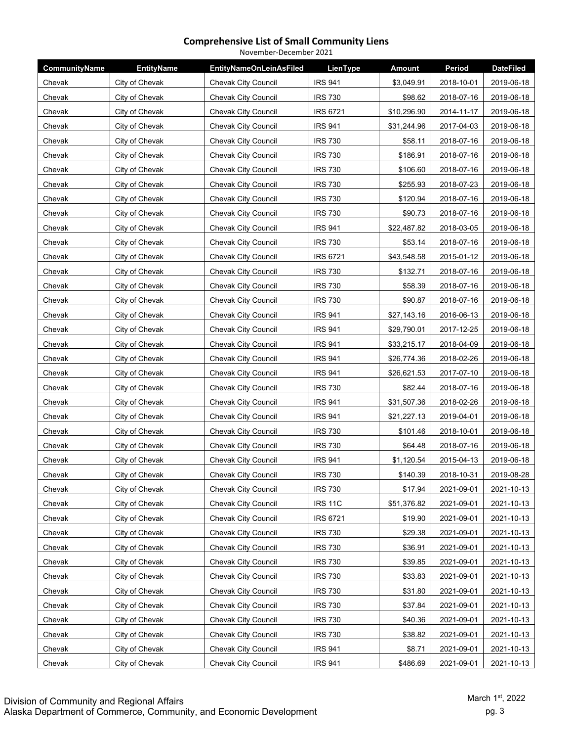## Comprehensive List of Small Community Liens

November-December 2021

| CommunityName | EntityName | EntityNameOnLeinAsFiled | LienType | Amount | Period | DateFiled |
|---|---|---|---|---|---|---|
| Chevak | City of Chevak | Chevak City Council | IRS 941 | $3,049.91 | 2018-10-01 | 2019-06-18 |
| Chevak | City of Chevak | Chevak City Council | IRS 730 | $98.62 | 2018-07-16 | 2019-06-18 |
| Chevak | City of Chevak | Chevak City Council | IRS 6721 | $10,296.90 | 2014-11-17 | 2019-06-18 |
| Chevak | City of Chevak | Chevak City Council | IRS 941 | $31,244.96 | 2017-04-03 | 2019-06-18 |
| Chevak | City of Chevak | Chevak City Council | IRS 730 | $58.11 | 2018-07-16 | 2019-06-18 |
| Chevak | City of Chevak | Chevak City Council | IRS 730 | $186.91 | 2018-07-16 | 2019-06-18 |
| Chevak | City of Chevak | Chevak City Council | IRS 730 | $106.60 | 2018-07-16 | 2019-06-18 |
| Chevak | City of Chevak | Chevak City Council | IRS 730 | $255.93 | 2018-07-23 | 2019-06-18 |
| Chevak | City of Chevak | Chevak City Council | IRS 730 | $120.94 | 2018-07-16 | 2019-06-18 |
| Chevak | City of Chevak | Chevak City Council | IRS 730 | $90.73 | 2018-07-16 | 2019-06-18 |
| Chevak | City of Chevak | Chevak City Council | IRS 941 | $22,487.82 | 2018-03-05 | 2019-06-18 |
| Chevak | City of Chevak | Chevak City Council | IRS 730 | $53.14 | 2018-07-16 | 2019-06-18 |
| Chevak | City of Chevak | Chevak City Council | IRS 6721 | $43,548.58 | 2015-01-12 | 2019-06-18 |
| Chevak | City of Chevak | Chevak City Council | IRS 730 | $132.71 | 2018-07-16 | 2019-06-18 |
| Chevak | City of Chevak | Chevak City Council | IRS 730 | $58.39 | 2018-07-16 | 2019-06-18 |
| Chevak | City of Chevak | Chevak City Council | IRS 730 | $90.87 | 2018-07-16 | 2019-06-18 |
| Chevak | City of Chevak | Chevak City Council | IRS 941 | $27,143.16 | 2016-06-13 | 2019-06-18 |
| Chevak | City of Chevak | Chevak City Council | IRS 941 | $29,790.01 | 2017-12-25 | 2019-06-18 |
| Chevak | City of Chevak | Chevak City Council | IRS 941 | $33,215.17 | 2018-04-09 | 2019-06-18 |
| Chevak | City of Chevak | Chevak City Council | IRS 941 | $26,774.36 | 2018-02-26 | 2019-06-18 |
| Chevak | City of Chevak | Chevak City Council | IRS 941 | $26,621.53 | 2017-07-10 | 2019-06-18 |
| Chevak | City of Chevak | Chevak City Council | IRS 730 | $82.44 | 2018-07-16 | 2019-06-18 |
| Chevak | City of Chevak | Chevak City Council | IRS 941 | $31,507.36 | 2018-02-26 | 2019-06-18 |
| Chevak | City of Chevak | Chevak City Council | IRS 941 | $21,227.13 | 2019-04-01 | 2019-06-18 |
| Chevak | City of Chevak | Chevak City Council | IRS 730 | $101.46 | 2018-10-01 | 2019-06-18 |
| Chevak | City of Chevak | Chevak City Council | IRS 730 | $64.48 | 2018-07-16 | 2019-06-18 |
| Chevak | City of Chevak | Chevak City Council | IRS 941 | $1,120.54 | 2015-04-13 | 2019-06-18 |
| Chevak | City of Chevak | Chevak City Council | IRS 730 | $140.39 | 2018-10-31 | 2019-08-28 |
| Chevak | City of Chevak | Chevak City Council | IRS 730 | $17.94 | 2021-09-01 | 2021-10-13 |
| Chevak | City of Chevak | Chevak City Council | IRS 11C | $51,376.82 | 2021-09-01 | 2021-10-13 |
| Chevak | City of Chevak | Chevak City Council | IRS 6721 | $19.90 | 2021-09-01 | 2021-10-13 |
| Chevak | City of Chevak | Chevak City Council | IRS 730 | $29.38 | 2021-09-01 | 2021-10-13 |
| Chevak | City of Chevak | Chevak City Council | IRS 730 | $36.91 | 2021-09-01 | 2021-10-13 |
| Chevak | City of Chevak | Chevak City Council | IRS 730 | $39.85 | 2021-09-01 | 2021-10-13 |
| Chevak | City of Chevak | Chevak City Council | IRS 730 | $33.83 | 2021-09-01 | 2021-10-13 |
| Chevak | City of Chevak | Chevak City Council | IRS 730 | $31.80 | 2021-09-01 | 2021-10-13 |
| Chevak | City of Chevak | Chevak City Council | IRS 730 | $37.84 | 2021-09-01 | 2021-10-13 |
| Chevak | City of Chevak | Chevak City Council | IRS 730 | $40.36 | 2021-09-01 | 2021-10-13 |
| Chevak | City of Chevak | Chevak City Council | IRS 730 | $38.82 | 2021-09-01 | 2021-10-13 |
| Chevak | City of Chevak | Chevak City Council | IRS 941 | $8.71 | 2021-09-01 | 2021-10-13 |
| Chevak | City of Chevak | Chevak City Council | IRS 941 | $486.69 | 2021-09-01 | 2021-10-13 |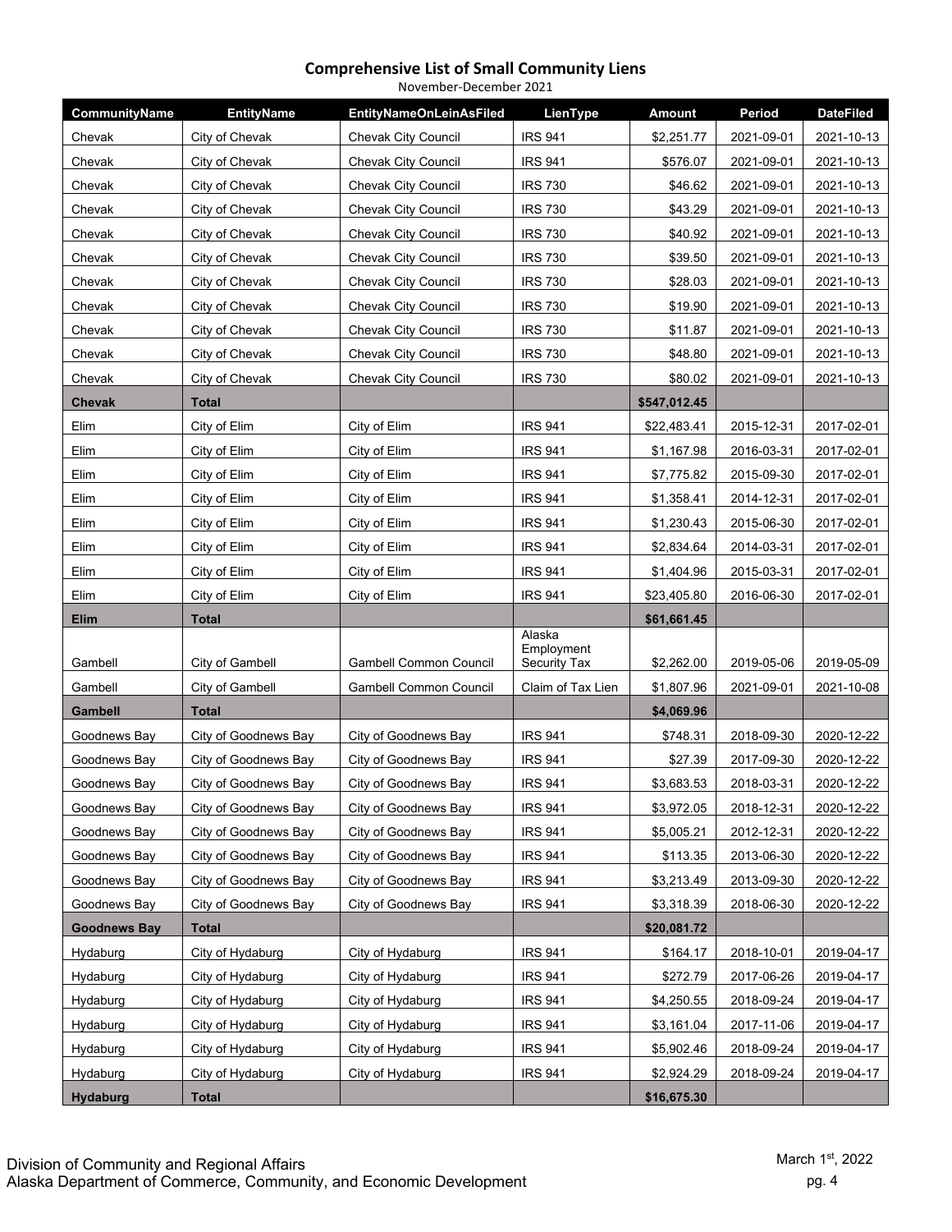## Comprehensive List of Small Community Liens

November-December 2021

| CommunityName | EntityName | EntityNameOnLeinAsFiled | LienType | Amount | Period | DateFiled |
|---|---|---|---|---|---|---|
| Chevak | City of Chevak | Chevak City Council | IRS 941 | $2,251.77 | 2021-09-01 | 2021-10-13 |
| Chevak | City of Chevak | Chevak City Council | IRS 941 | $576.07 | 2021-09-01 | 2021-10-13 |
| Chevak | City of Chevak | Chevak City Council | IRS 730 | $46.62 | 2021-09-01 | 2021-10-13 |
| Chevak | City of Chevak | Chevak City Council | IRS 730 | $43.29 | 2021-09-01 | 2021-10-13 |
| Chevak | City of Chevak | Chevak City Council | IRS 730 | $40.92 | 2021-09-01 | 2021-10-13 |
| Chevak | City of Chevak | Chevak City Council | IRS 730 | $39.50 | 2021-09-01 | 2021-10-13 |
| Chevak | City of Chevak | Chevak City Council | IRS 730 | $28.03 | 2021-09-01 | 2021-10-13 |
| Chevak | City of Chevak | Chevak City Council | IRS 730 | $19.90 | 2021-09-01 | 2021-10-13 |
| Chevak | City of Chevak | Chevak City Council | IRS 730 | $11.87 | 2021-09-01 | 2021-10-13 |
| Chevak | City of Chevak | Chevak City Council | IRS 730 | $48.80 | 2021-09-01 | 2021-10-13 |
| Chevak | City of Chevak | Chevak City Council | IRS 730 | $80.02 | 2021-09-01 | 2021-10-13 |
| **Chevak** | **Total** | | | **$547,012.45** | | |
| Elim | City of Elim | City of Elim | IRS 941 | $22,483.41 | 2015-12-31 | 2017-02-01 |
| Elim | City of Elim | City of Elim | IRS 941 | $1,167.98 | 2016-03-31 | 2017-02-01 |
| Elim | City of Elim | City of Elim | IRS 941 | $7,775.82 | 2015-09-30 | 2017-02-01 |
| Elim | City of Elim | City of Elim | IRS 941 | $1,358.41 | 2014-12-31 | 2017-02-01 |
| Elim | City of Elim | City of Elim | IRS 941 | $1,230.43 | 2015-06-30 | 2017-02-01 |
| Elim | City of Elim | City of Elim | IRS 941 | $2,834.64 | 2014-03-31 | 2017-02-01 |
| Elim | City of Elim | City of Elim | IRS 941 | $1,404.96 | 2015-03-31 | 2017-02-01 |
| Elim | City of Elim | City of Elim | IRS 941 | $23,405.80 | 2016-06-30 | 2017-02-01 |
| **Elim** | **Total** | | | **$61,661.45** | | |
| Gambell | City of Gambell | Gambell Common Council | Alaska Employment Security Tax | $2,262.00 | 2019-05-06 | 2019-05-09 |
| Gambell | City of Gambell | Gambell Common Council | Claim of Tax Lien | $1,807.96 | 2021-09-01 | 2021-10-08 |
| **Gambell** | **Total** | | | **$4,069.96** | | |
| Goodnews Bay | City of Goodnews Bay | City of Goodnews Bay | IRS 941 | $748.31 | 2018-09-30 | 2020-12-22 |
| Goodnews Bay | City of Goodnews Bay | City of Goodnews Bay | IRS 941 | $27.39 | 2017-09-30 | 2020-12-22 |
| Goodnews Bay | City of Goodnews Bay | City of Goodnews Bay | IRS 941 | $3,683.53 | 2018-03-31 | 2020-12-22 |
| Goodnews Bay | City of Goodnews Bay | City of Goodnews Bay | IRS 941 | $3,972.05 | 2018-12-31 | 2020-12-22 |
| Goodnews Bay | City of Goodnews Bay | City of Goodnews Bay | IRS 941 | $5,005.21 | 2012-12-31 | 2020-12-22 |
| Goodnews Bay | City of Goodnews Bay | City of Goodnews Bay | IRS 941 | $113.35 | 2013-06-30 | 2020-12-22 |
| Goodnews Bay | City of Goodnews Bay | City of Goodnews Bay | IRS 941 | $3,213.49 | 2013-09-30 | 2020-12-22 |
| Goodnews Bay | City of Goodnews Bay | City of Goodnews Bay | IRS 941 | $3,318.39 | 2018-06-30 | 2020-12-22 |
| **Goodnews Bay** | **Total** | | | **$20,081.72** | | |
| Hydaburg | City of Hydaburg | City of Hydaburg | IRS 941 | $164.17 | 2018-10-01 | 2019-04-17 |
| Hydaburg | City of Hydaburg | City of Hydaburg | IRS 941 | $272.79 | 2017-06-26 | 2019-04-17 |
| Hydaburg | City of Hydaburg | City of Hydaburg | IRS 941 | $4,250.55 | 2018-09-24 | 2019-04-17 |
| Hydaburg | City of Hydaburg | City of Hydaburg | IRS 941 | $3,161.04 | 2017-11-06 | 2019-04-17 |
| Hydaburg | City of Hydaburg | City of Hydaburg | IRS 941 | $5,902.46 | 2018-09-24 | 2019-04-17 |
| Hydaburg | City of Hydaburg | City of Hydaburg | IRS 941 | $2,924.29 | 2018-09-24 | 2019-04-17 |
| **Hydaburg** | **Total** | | | **$16,675.30** | | |

Division of Community and Regional Affairs
Alaska Department of Commerce, Community, and Economic Development

March 1st, 2022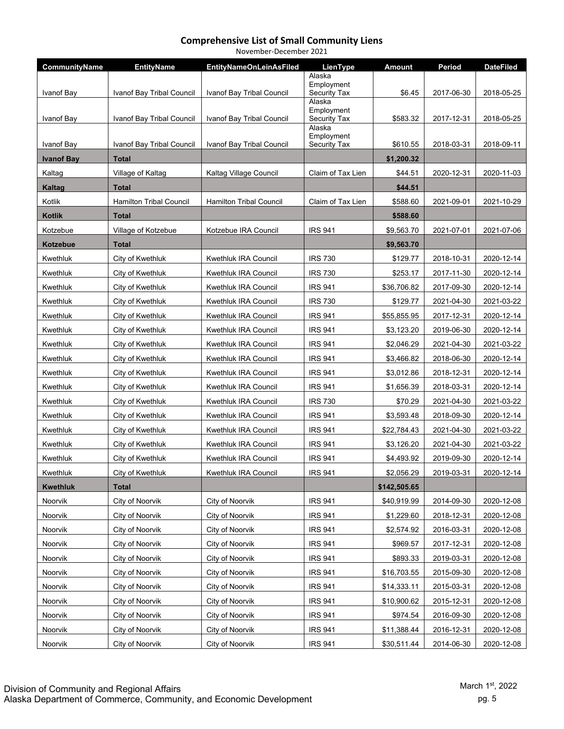## Comprehensive List of Small Community Liens

November-December 2021

| CommunityName | EntityName | EntityNameOnLeinAsFiled | LienType | Amount | Period | DateFiled |
|---|---|---|---|---|---|---|
| Ivanof Bay | Ivanof Bay Tribal Council | Ivanof Bay Tribal Council | Alaska Employment Security Tax | $6.45 | 2017-06-30 | 2018-05-25 |
| Ivanof Bay | Ivanof Bay Tribal Council | Ivanof Bay Tribal Council | Alaska Employment Security Tax | $583.32 | 2017-12-31 | 2018-05-25 |
| Ivanof Bay | Ivanof Bay Tribal Council | Ivanof Bay Tribal Council | Alaska Employment Security Tax | $610.55 | 2018-03-31 | 2018-09-11 |
| **Ivanof Bay** | **Total** | | | **$1,200.32** | | |
| Kaltag | Village of Kaltag | Kaltag Village Council | Claim of Tax Lien | $44.51 | 2020-12-31 | 2020-11-03 |
| **Kaltag** | **Total** | | | **$44.51** | | |
| Kotlik | Hamilton Tribal Council | Hamilton Tribal Council | Claim of Tax Lien | $588.60 | 2021-09-01 | 2021-10-29 |
| **Kotlik** | **Total** | | | **$588.60** | | |
| Kotzebue | Village of Kotzebue | Kotzebue IRA Council | IRS 941 | $9,563.70 | 2021-07-01 | 2021-07-06 |
| **Kotzebue** | **Total** | | | **$9,563.70** | | |
| Kwethluk | City of Kwethluk | Kwethluk IRA Council | IRS 730 | $129.77 | 2018-10-31 | 2020-12-14 |
| Kwethluk | City of Kwethluk | Kwethluk IRA Council | IRS 730 | $253.17 | 2017-11-30 | 2020-12-14 |
| Kwethluk | City of Kwethluk | Kwethluk IRA Council | IRS 941 | $36,706.82 | 2017-09-30 | 2020-12-14 |
| Kwethluk | City of Kwethluk | Kwethluk IRA Council | IRS 730 | $129.77 | 2021-04-30 | 2021-03-22 |
| Kwethluk | City of Kwethluk | Kwethluk IRA Council | IRS 941 | $55,855.95 | 2017-12-31 | 2020-12-14 |
| Kwethluk | City of Kwethluk | Kwethluk IRA Council | IRS 941 | $3,123.20 | 2019-06-30 | 2020-12-14 |
| Kwethluk | City of Kwethluk | Kwethluk IRA Council | IRS 941 | $2,046.29 | 2021-04-30 | 2021-03-22 |
| Kwethluk | City of Kwethluk | Kwethluk IRA Council | IRS 941 | $3,466.82 | 2018-06-30 | 2020-12-14 |
| Kwethluk | City of Kwethluk | Kwethluk IRA Council | IRS 941 | $3,012.86 | 2018-12-31 | 2020-12-14 |
| Kwethluk | City of Kwethluk | Kwethluk IRA Council | IRS 941 | $1,656.39 | 2018-03-31 | 2020-12-14 |
| Kwethluk | City of Kwethluk | Kwethluk IRA Council | IRS 730 | $70.29 | 2021-04-30 | 2021-03-22 |
| Kwethluk | City of Kwethluk | Kwethluk IRA Council | IRS 941 | $3,593.48 | 2018-09-30 | 2020-12-14 |
| Kwethluk | City of Kwethluk | Kwethluk IRA Council | IRS 941 | $22,784.43 | 2021-04-30 | 2021-03-22 |
| Kwethluk | City of Kwethluk | Kwethluk IRA Council | IRS 941 | $3,126.20 | 2021-04-30 | 2021-03-22 |
| Kwethluk | City of Kwethluk | Kwethluk IRA Council | IRS 941 | $4,493.92 | 2019-09-30 | 2020-12-14 |
| Kwethluk | City of Kwethluk | Kwethluk IRA Council | IRS 941 | $2,056.29 | 2019-03-31 | 2020-12-14 |
| **Kwethluk** | **Total** | | | **$142,505.65** | | |
| Noorvik | City of Noorvik | City of Noorvik | IRS 941 | $40,919.99 | 2014-09-30 | 2020-12-08 |
| Noorvik | City of Noorvik | City of Noorvik | IRS 941 | $1,229.60 | 2018-12-31 | 2020-12-08 |
| Noorvik | City of Noorvik | City of Noorvik | IRS 941 | $2,574.92 | 2016-03-31 | 2020-12-08 |
| Noorvik | City of Noorvik | City of Noorvik | IRS 941 | $969.57 | 2017-12-31 | 2020-12-08 |
| Noorvik | City of Noorvik | City of Noorvik | IRS 941 | $893.33 | 2019-03-31 | 2020-12-08 |
| Noorvik | City of Noorvik | City of Noorvik | IRS 941 | $16,703.55 | 2015-09-30 | 2020-12-08 |
| Noorvik | City of Noorvik | City of Noorvik | IRS 941 | $14,333.11 | 2015-03-31 | 2020-12-08 |
| Noorvik | City of Noorvik | City of Noorvik | IRS 941 | $10,900.62 | 2015-12-31 | 2020-12-08 |
| Noorvik | City of Noorvik | City of Noorvik | IRS 941 | $974.54 | 2016-09-30 | 2020-12-08 |
| Noorvik | City of Noorvik | City of Noorvik | IRS 941 | $11,388.44 | 2016-12-31 | 2020-12-08 |
| Noorvik | City of Noorvik | City of Noorvik | IRS 941 | $30,511.44 | 2014-06-30 | 2020-12-08 |

Division of Community and Regional Affairs
Alaska Department of Commerce, Community, and Economic Development

March 1st, 2022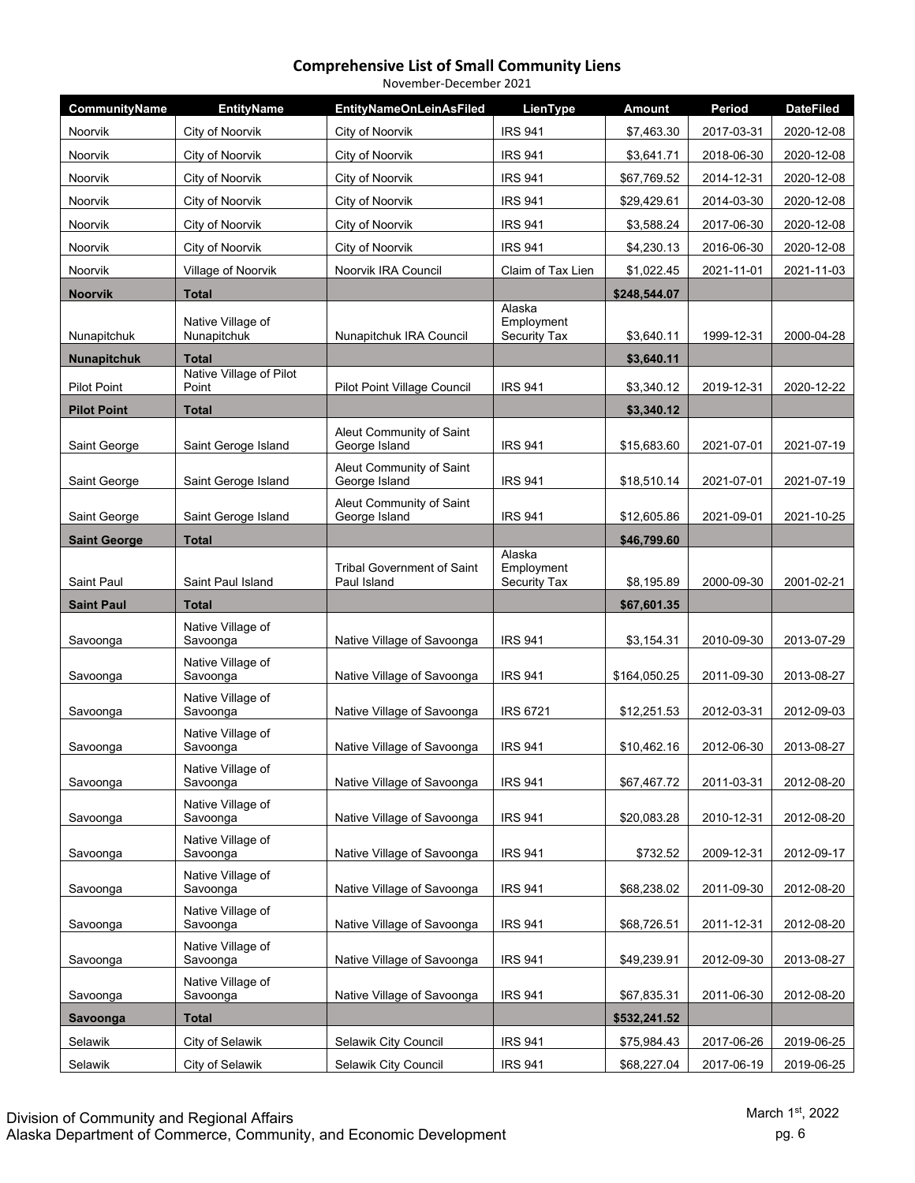# Comprehensive List of Small Community Liens

November-December 2021

| CommunityName | EntityName | EntityNameOnLeinAsFiled | LienType | Amount | Period | DateFiled |
|---|---|---|---|---|---|---|
| Noorvik | City of Noorvik | City of Noorvik | IRS 941 | $7,463.30 | 2017-03-31 | 2020-12-08 |
| Noorvik | City of Noorvik | City of Noorvik | IRS 941 | $3,641.71 | 2018-06-30 | 2020-12-08 |
| Noorvik | City of Noorvik | City of Noorvik | IRS 941 | $67,769.52 | 2014-12-31 | 2020-12-08 |
| Noorvik | City of Noorvik | City of Noorvik | IRS 941 | $29,429.61 | 2014-03-30 | 2020-12-08 |
| Noorvik | City of Noorvik | City of Noorvik | IRS 941 | $3,588.24 | 2017-06-30 | 2020-12-08 |
| Noorvik | City of Noorvik | City of Noorvik | IRS 941 | $4,230.13 | 2016-06-30 | 2020-12-08 |
| Noorvik | Village of Noorvik | Noorvik IRA Council | Claim of Tax Lien | $1,022.45 | 2021-11-01 | 2021-11-03 |
| **Noorvik** | **Total** | | | **$248,544.07** | | |
| Nunapitchuk | Native Village of Nunapitchuk | Nunapitchuk IRA Council | Alaska Employment Security Tax | $3,640.11 | 1999-12-31 | 2000-04-28 |
| **Nunapitchuk** | **Total** | | | **$3,640.11** | | |
| Pilot Point | Native Village of Pilot Point | Pilot Point Village Council | IRS 941 | $3,340.12 | 2019-12-31 | 2020-12-22 |
| **Pilot Point** | **Total** | | | **$3,340.12** | | |
| Saint George | Saint Geroge Island | Aleut Community of Saint George Island | IRS 941 | $15,683.60 | 2021-07-01 | 2021-07-19 |
| Saint George | Saint Geroge Island | Aleut Community of Saint George Island | IRS 941 | $18,510.14 | 2021-07-01 | 2021-07-19 |
| Saint George | Saint Geroge Island | Aleut Community of Saint George Island | IRS 941 | $12,605.86 | 2021-09-01 | 2021-10-25 |
| **Saint George** | **Total** | | | **$46,799.60** | | |
| Saint Paul | Saint Paul Island | Tribal Government of Saint Paul Island | Alaska Employment Security Tax | $8,195.89 | 2000-09-30 | 2001-02-21 |
| **Saint Paul** | **Total** | | | **$67,601.35** | | |
| Savoonga | Native Village of Savoonga | Native Village of Savoonga | IRS 941 | $3,154.31 | 2010-09-30 | 2013-07-29 |
| Savoonga | Native Village of Savoonga | Native Village of Savoonga | IRS 941 | $164,050.25 | 2011-09-30 | 2013-08-27 |
| Savoonga | Native Village of Savoonga | Native Village of Savoonga | IRS 6721 | $12,251.53 | 2012-03-31 | 2012-09-03 |
| Savoonga | Native Village of Savoonga | Native Village of Savoonga | IRS 941 | $10,462.16 | 2012-06-30 | 2013-08-27 |
| Savoonga | Native Village of Savoonga | Native Village of Savoonga | IRS 941 | $67,467.72 | 2011-03-31 | 2012-08-20 |
| Savoonga | Native Village of Savoonga | Native Village of Savoonga | IRS 941 | $20,083.28 | 2010-12-31 | 2012-08-20 |
| Savoonga | Native Village of Savoonga | Native Village of Savoonga | IRS 941 | $732.52 | 2009-12-31 | 2012-09-17 |
| Savoonga | Native Village of Savoonga | Native Village of Savoonga | IRS 941 | $68,238.02 | 2011-09-30 | 2012-08-20 |
| Savoonga | Native Village of Savoonga | Native Village of Savoonga | IRS 941 | $68,726.51 | 2011-12-31 | 2012-08-20 |
| Savoonga | Native Village of Savoonga | Native Village of Savoonga | IRS 941 | $49,239.91 | 2012-09-30 | 2013-08-27 |
| Savoonga | Native Village of Savoonga | Native Village of Savoonga | IRS 941 | $67,835.31 | 2011-06-30 | 2012-08-20 |
| **Savoonga** | **Total** | | | **$532,241.52** | | |
| Selawik | City of Selawik | Selawik City Council | IRS 941 | $75,984.43 | 2017-06-26 | 2019-06-25 |
| Selawik | City of Selawik | Selawik City Council | IRS 941 | $68,227.04 | 2017-06-19 | 2019-06-25 |

Division of Community and Regional Affairs
Alaska Department of Commerce, Community, and Economic Development

March 1st, 2022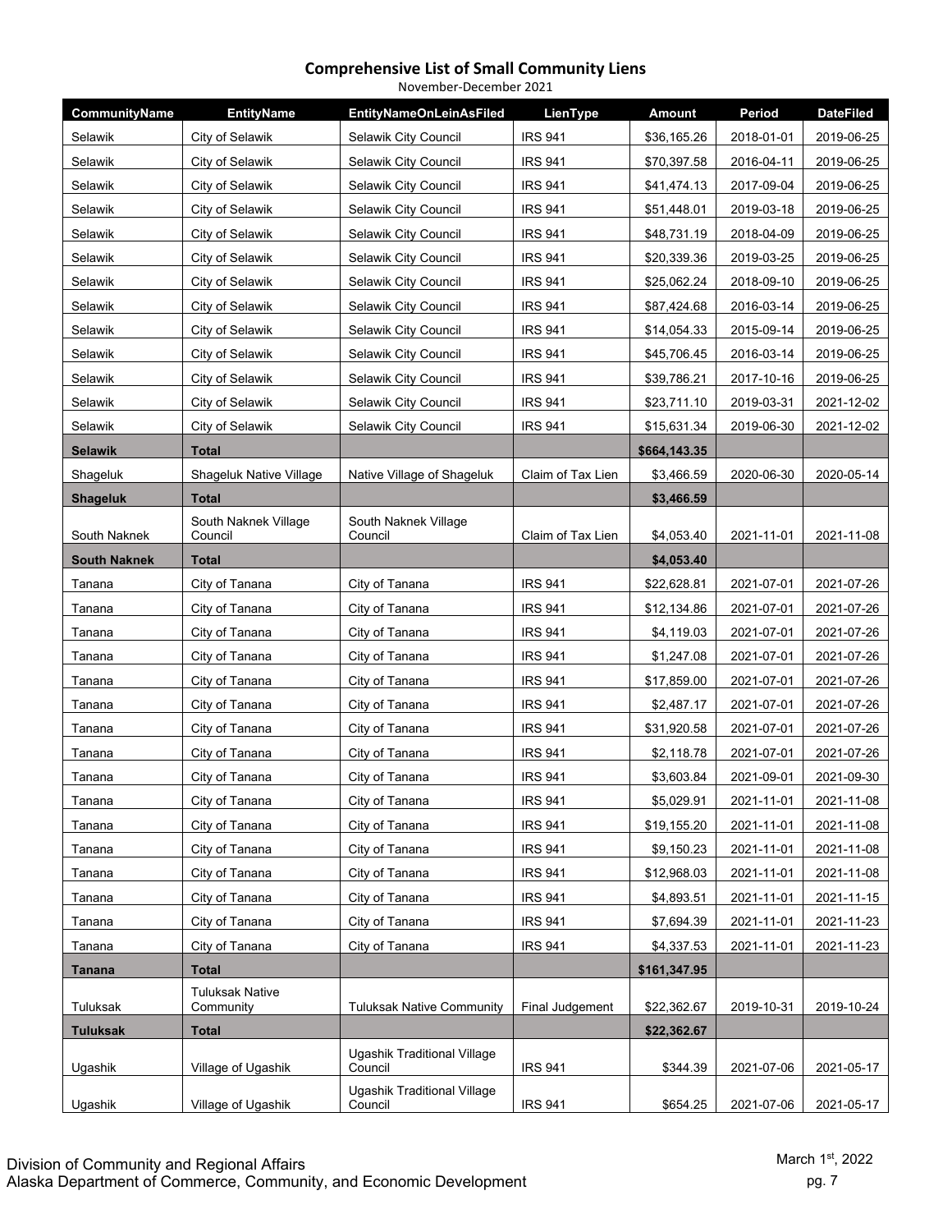## Comprehensive List of Small Community Liens

November-December 2021

| CommunityName | EntityName | EntityNameOnLeinAsFiled | LienType | Amount | Period | DateFiled |
|---|---|---|---|---|---|---|
| Selawik | City of Selawik | Selawik City Council | IRS 941 | $36,165.26 | 2018-01-01 | 2019-06-25 |
| Selawik | City of Selawik | Selawik City Council | IRS 941 | $70,397.58 | 2016-04-11 | 2019-06-25 |
| Selawik | City of Selawik | Selawik City Council | IRS 941 | $41,474.13 | 2017-09-04 | 2019-06-25 |
| Selawik | City of Selawik | Selawik City Council | IRS 941 | $51,448.01 | 2019-03-18 | 2019-06-25 |
| Selawik | City of Selawik | Selawik City Council | IRS 941 | $48,731.19 | 2018-04-09 | 2019-06-25 |
| Selawik | City of Selawik | Selawik City Council | IRS 941 | $20,339.36 | 2019-03-25 | 2019-06-25 |
| Selawik | City of Selawik | Selawik City Council | IRS 941 | $25,062.24 | 2018-09-10 | 2019-06-25 |
| Selawik | City of Selawik | Selawik City Council | IRS 941 | $87,424.68 | 2016-03-14 | 2019-06-25 |
| Selawik | City of Selawik | Selawik City Council | IRS 941 | $14,054.33 | 2015-09-14 | 2019-06-25 |
| Selawik | City of Selawik | Selawik City Council | IRS 941 | $45,706.45 | 2016-03-14 | 2019-06-25 |
| Selawik | City of Selawik | Selawik City Council | IRS 941 | $39,786.21 | 2017-10-16 | 2019-06-25 |
| Selawik | City of Selawik | Selawik City Council | IRS 941 | $23,711.10 | 2019-03-31 | 2021-12-02 |
| Selawik | City of Selawik | Selawik City Council | IRS 941 | $15,631.34 | 2019-06-30 | 2021-12-02 |
| **Selawik** | **Total** | | | **$664,143.35** | | |
| Shageluk | Shageluk Native Village | Native Village of Shageluk | Claim of Tax Lien | $3,466.59 | 2020-06-30 | 2020-05-14 |
| **Shageluk** | **Total** | | | **$3,466.59** | | |
| South Naknek | South Naknek Village Council | South Naknek Village Council | Claim of Tax Lien | $4,053.40 | 2021-11-01 | 2021-11-08 |
| **South Naknek** | **Total** | | | **$4,053.40** | | |
| Tanana | City of Tanana | City of Tanana | IRS 941 | $22,628.81 | 2021-07-01 | 2021-07-26 |
| Tanana | City of Tanana | City of Tanana | IRS 941 | $12,134.86 | 2021-07-01 | 2021-07-26 |
| Tanana | City of Tanana | City of Tanana | IRS 941 | $4,119.03 | 2021-07-01 | 2021-07-26 |
| Tanana | City of Tanana | City of Tanana | IRS 941 | $1,247.08 | 2021-07-01 | 2021-07-26 |
| Tanana | City of Tanana | City of Tanana | IRS 941 | $17,859.00 | 2021-07-01 | 2021-07-26 |
| Tanana | City of Tanana | City of Tanana | IRS 941 | $2,487.17 | 2021-07-01 | 2021-07-26 |
| Tanana | City of Tanana | City of Tanana | IRS 941 | $31,920.58 | 2021-07-01 | 2021-07-26 |
| Tanana | City of Tanana | City of Tanana | IRS 941 | $2,118.78 | 2021-07-01 | 2021-07-26 |
| Tanana | City of Tanana | City of Tanana | IRS 941 | $3,603.84 | 2021-09-01 | 2021-09-30 |
| Tanana | City of Tanana | City of Tanana | IRS 941 | $5,029.91 | 2021-11-01 | 2021-11-08 |
| Tanana | City of Tanana | City of Tanana | IRS 941 | $19,155.20 | 2021-11-01 | 2021-11-08 |
| Tanana | City of Tanana | City of Tanana | IRS 941 | $9,150.23 | 2021-11-01 | 2021-11-08 |
| Tanana | City of Tanana | City of Tanana | IRS 941 | $12,968.03 | 2021-11-01 | 2021-11-08 |
| Tanana | City of Tanana | City of Tanana | IRS 941 | $4,893.51 | 2021-11-01 | 2021-11-15 |
| Tanana | City of Tanana | City of Tanana | IRS 941 | $7,694.39 | 2021-11-01 | 2021-11-23 |
| Tanana | City of Tanana | City of Tanana | IRS 941 | $4,337.53 | 2021-11-01 | 2021-11-23 |
| **Tanana** | **Total** | | | **$161,347.95** | | |
| Tuluksak | Tuluksak Native Community | Tuluksak Native Community | Final Judgement | $22,362.67 | 2019-10-31 | 2019-10-24 |
| **Tuluksak** | **Total** | | | **$22,362.67** | | |
| Ugashik | Village of Ugashik | Ugashik Traditional Village Council | IRS 941 | $344.39 | 2021-07-06 | 2021-05-17 |
| Ugashik | Village of Ugashik | Ugashik Traditional Village Council | IRS 941 | $654.25 | 2021-07-06 | 2021-05-17 |

Division of Community and Regional Affairs
Alaska Department of Commerce, Community, and Economic Development

March 1st, 2022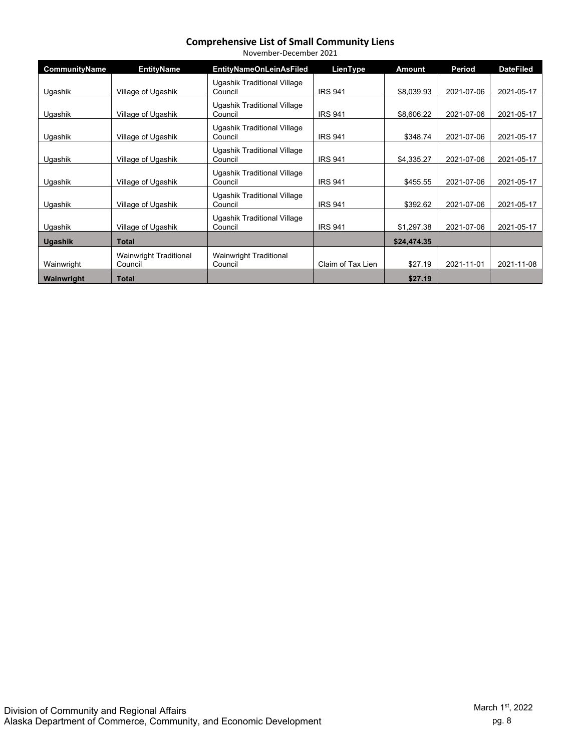# Comprehensive List of Small Community Liens

November-December 2021

| CommunityName | EntityName | EntityNameOnLeinAsFiled | LienType | Amount | Period | DateFiled |
|---|---|---|---|---|---|---|
| Ugashik | Village of Ugashik | Ugashik Traditional Village Council | IRS 941 | $8,039.93 | 2021-07-06 | 2021-05-17 |
| Ugashik | Village of Ugashik | Ugashik Traditional Village Council | IRS 941 | $8,606.22 | 2021-07-06 | 2021-05-17 |
| Ugashik | Village of Ugashik | Ugashik Traditional Village Council | IRS 941 | $348.74 | 2021-07-06 | 2021-05-17 |
| Ugashik | Village of Ugashik | Ugashik Traditional Village Council | IRS 941 | $4,335.27 | 2021-07-06 | 2021-05-17 |
| Ugashik | Village of Ugashik | Ugashik Traditional Village Council | IRS 941 | $455.55 | 2021-07-06 | 2021-05-17 |
| Ugashik | Village of Ugashik | Ugashik Traditional Village Council | IRS 941 | $392.62 | 2021-07-06 | 2021-05-17 |
| Ugashik | Village of Ugashik | Ugashik Traditional Village Council | IRS 941 | $1,297.38 | 2021-07-06 | 2021-05-17 |
| **Ugashik** | **Total** | | | **$24,474.35** | | |
| Wainwright | Wainwright Traditional Council | Wainwright Traditional Council | Claim of Tax Lien | $27.19 | 2021-11-01 | 2021-11-08 |
| **Wainwright** | **Total** | | | **$27.19** | | |

Division of Community and Regional Affairs
Alaska Department of Commerce, Community, and Economic Development

March 1st, 2022